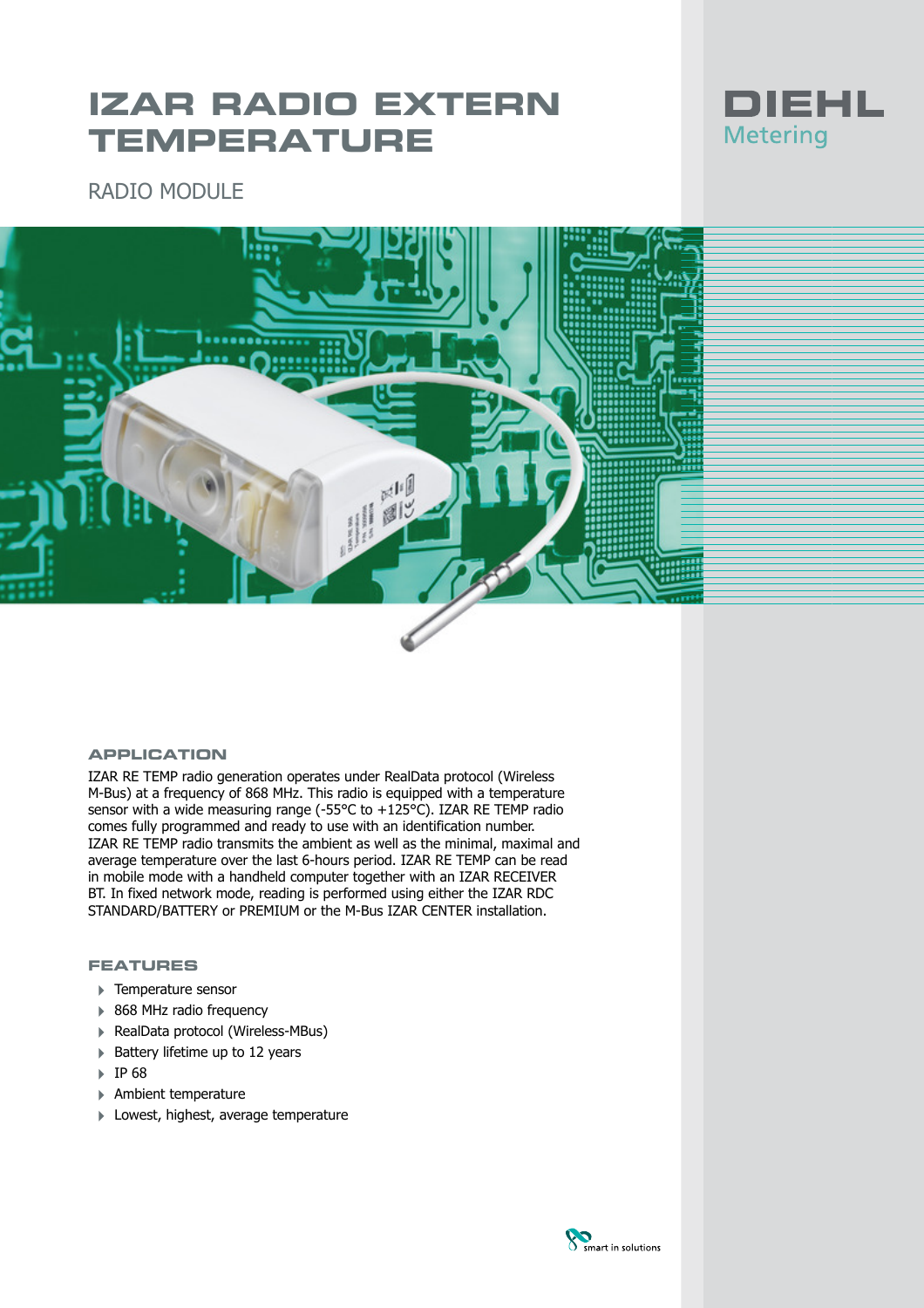# IZAR RADIO EXTERN TEMPERATURE

DIEHL Metering

RADIO MODULE

## APPLICATION

IZAR RE TEMP radio generation operates under RealData protocol (Wireless M-Bus) at a frequency of 868 MHz. This radio is equipped with a temperature sensor with a wide measuring range (-55°C to +125°C). IZAR RE TEMP radio comes fully programmed and ready to use with an identification number. IZAR RE TEMP radio transmits the ambient as well as the minimal, maximal and average temperature over the last 6-hours period. IZAR RE TEMP can be read in mobile mode with a handheld computer together with an IZAR RECEIVER BT. In fixed network mode, reading is performed using either the IZAR RDC STANDARD/BATTERY or PREMIUM or the M-Bus IZAR CENTER installation.

## FEATURES

- Temperature sensor
- 868 MHz radio frequency
- RealData protocol (Wireless-MBus)
- Battery lifetime up to 12 years
- IP 68
- Ambient temperature
- Lowest, highest, average temperature

smart in solutions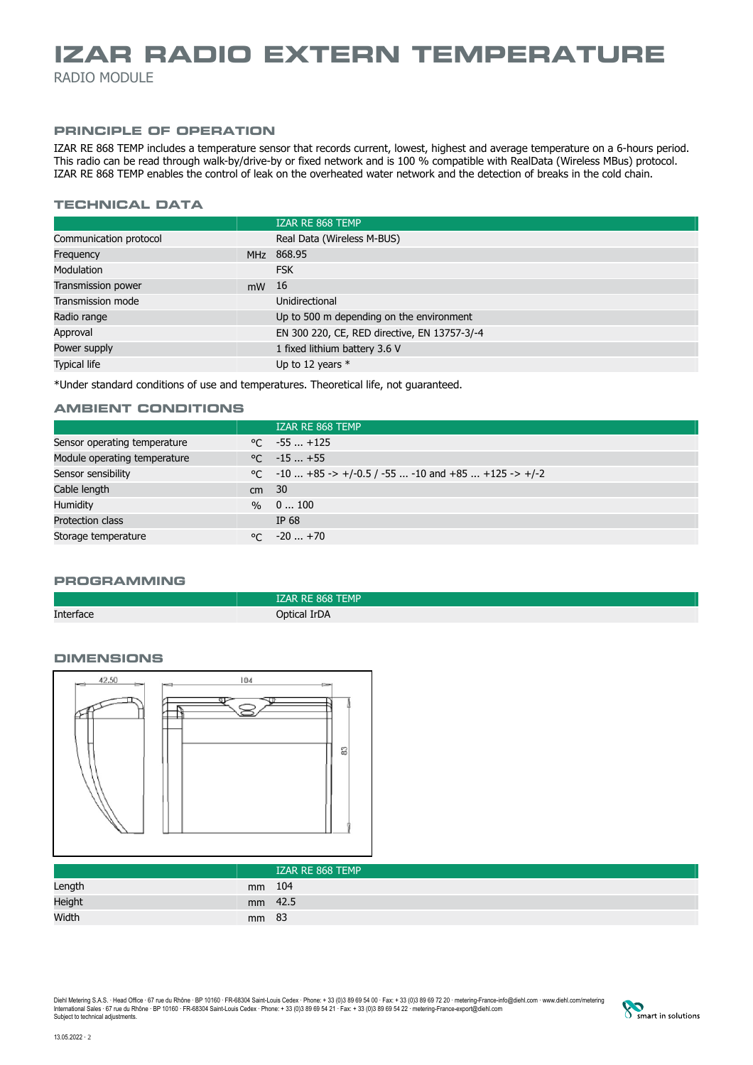# IZAR RADIO EXTERN TEMPERATURE

RADIO MODULE

## PRINCIPLE OF OPERATION

IZAR RE 868 TEMP includes a temperature sensor that records current, lowest, highest and average temperature on a 6-hours period. This radio can be read through walk-by/drive-by or fixed network and is 100 % compatible with RealData (Wireless MBus) protocol. IZAR RE 868 TEMP enables the control of leak on the overheated water network and the detection of breaks in the cold chain.

## TECHNICAL DATA

| | | IZAR RE 868 TEMP |
|---|---|---|
| Communication protocol | | Real Data (Wireless M-BUS) |
| Frequency | MHz | 868.95 |
| Modulation | | FSK |
| Transmission power | mW | 16 |
| Transmission mode | | Unidirectional |
| Radio range | | Up to 500 m depending on the environment |
| Approval | | EN 300 220, CE, RED directive, EN 13757-3/-4 |
| Power supply | | 1 fixed lithium battery 3.6 V |
| Typical life | | Up to 12 years * |

*Under standard conditions of use and temperatures. Theoretical life, not guaranteed.

## AMBIENT CONDITIONS

| | | IZAR RE 868 TEMP |
|---|---|---|
| Sensor operating temperature | °C | -55 ... +125 |
| Module operating temperature | °C | -15 ... +55 |
| Sensor sensibility | °C | -10 ... +85 -> +/-0.5 / -55 ... -10 and +85 ... +125 -> +/-2 |
| Cable length | cm | 30 |
| Humidity | % | 0 ... 100 |
| Protection class | | IP 68 |
| Storage temperature | °C | -20 ... +70 |

## PROGRAMMING

| | IZAR RE 868 TEMP |
|---|---|
| Interface | Optical IrDA |

## DIMENSIONS

42,50
104
83

| | | IZAR RE 868 TEMP |
|---|---|---|
| Length | mm | 104 |
| Height | mm | 42.5 |
| Width | mm | 83 |

Diehl Metering S.A.S. · Head Office · 67 rue du Rhône · BP 10160 · FR-68304 Saint-Louis Cedex · Phone: + 33 (0)3 89 69 54 00 · Fax: + 33 (0)3 89 69 72 20 · metering-France-info@diehl.com · www.diehl.com/metering
International Sales · 67 rue du Rhône · BP 10160 · FR-68304 Saint-Louis Cedex · Phone: + 33 (0)3 89 69 54 21 · Fax: + 33 (0)3 89 69 54 22 · metering-France-export@diehl.com
Subject to technical adjustments.

smart in solutions

13.05.2022